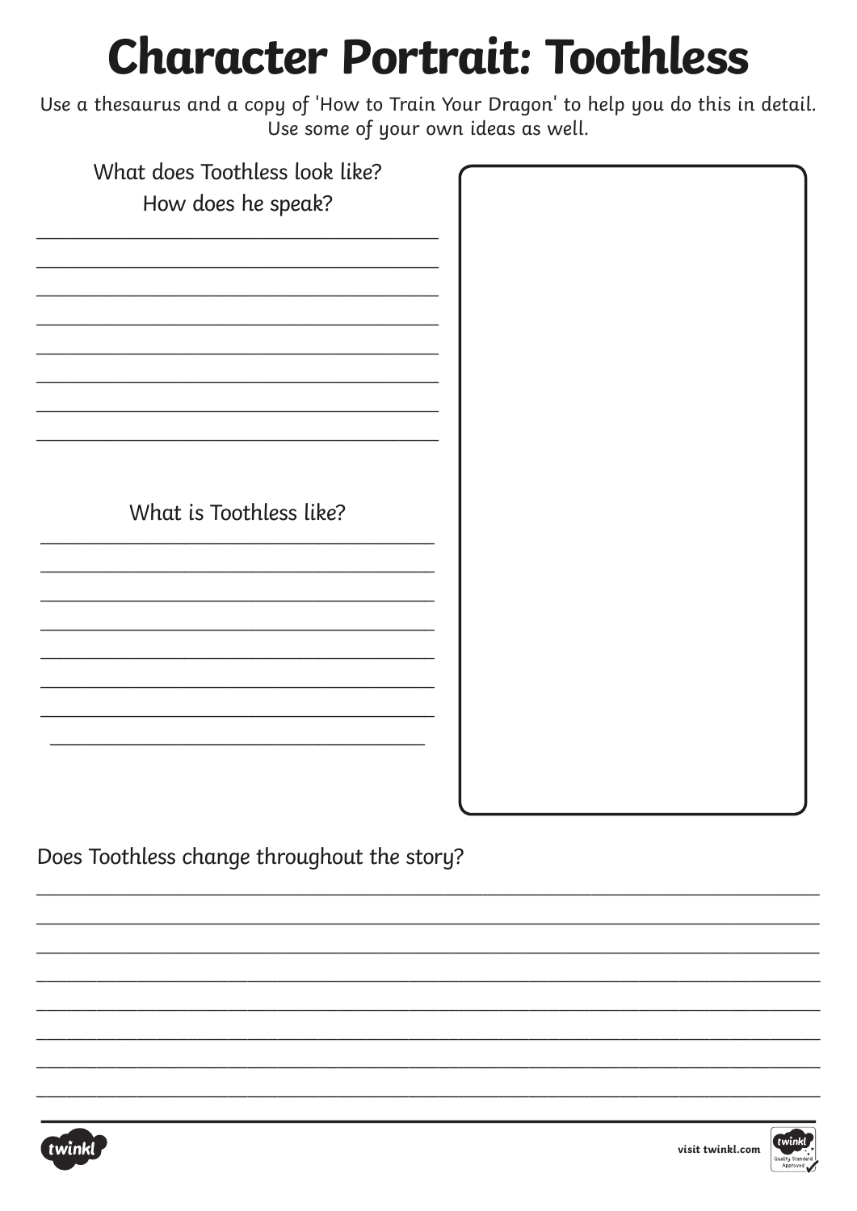# Character Portrait: Toothless

Use a thesaurus and a copy of 'How to Train Your Dragon' to help you do this in detail.
Use some of your own ideas as well.

What does Toothless look like?
How does he speak?

________________________________________
________________________________________
________________________________________
________________________________________
________________________________________
________________________________________
________________________________________
________________________________________

What is Toothless like?

________________________________________
________________________________________
________________________________________
________________________________________
________________________________________
________________________________________
________________________________________
________________________________________

Does Toothless change throughout the story?

________________________________________________________________________________
________________________________________________________________________________
________________________________________________________________________________
________________________________________________________________________________
________________________________________________________________________________
________________________________________________________________________________
________________________________________________________________________________
________________________________________________________________________________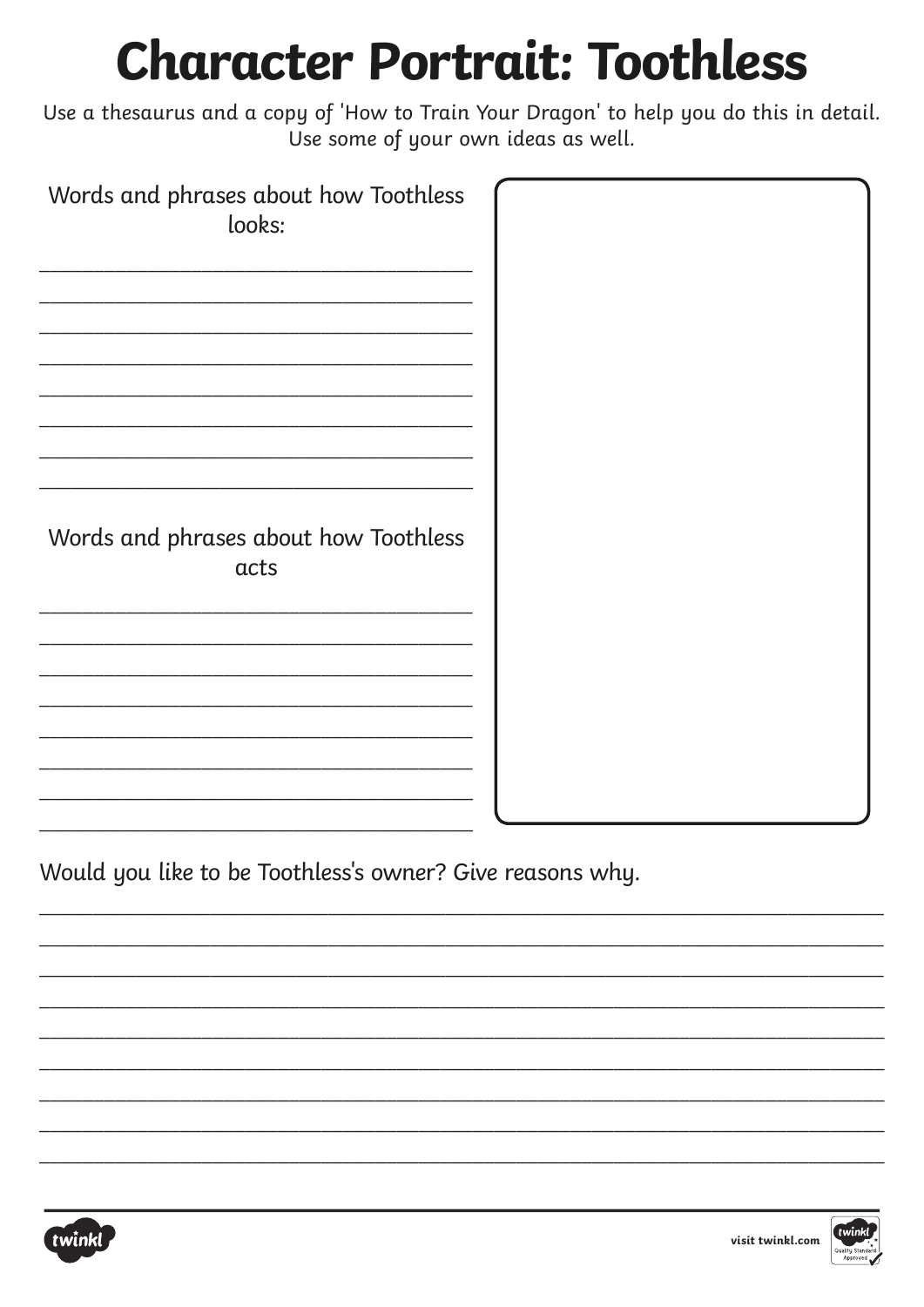# Character Portrait: Toothless

Use a thesaurus and a copy of 'How to Train Your Dragon' to help you do this in detail. Use some of your own ideas as well.

Words and phrases about how Toothless looks:

_______________________________________
_______________________________________
_______________________________________
_______________________________________
_______________________________________
_______________________________________
_______________________________________
_______________________________________

Words and phrases about how Toothless acts

_______________________________________
_______________________________________
_______________________________________
_______________________________________
_______________________________________
_______________________________________
_______________________________________
_______________________________________

Would you like to be Toothless's owner? Give reasons why.

_______________________________________________________________________________
_______________________________________________________________________________
_______________________________________________________________________________
_______________________________________________________________________________
_______________________________________________________________________________
_______________________________________________________________________________
_______________________________________________________________________________
_______________________________________________________________________________
_______________________________________________________________________________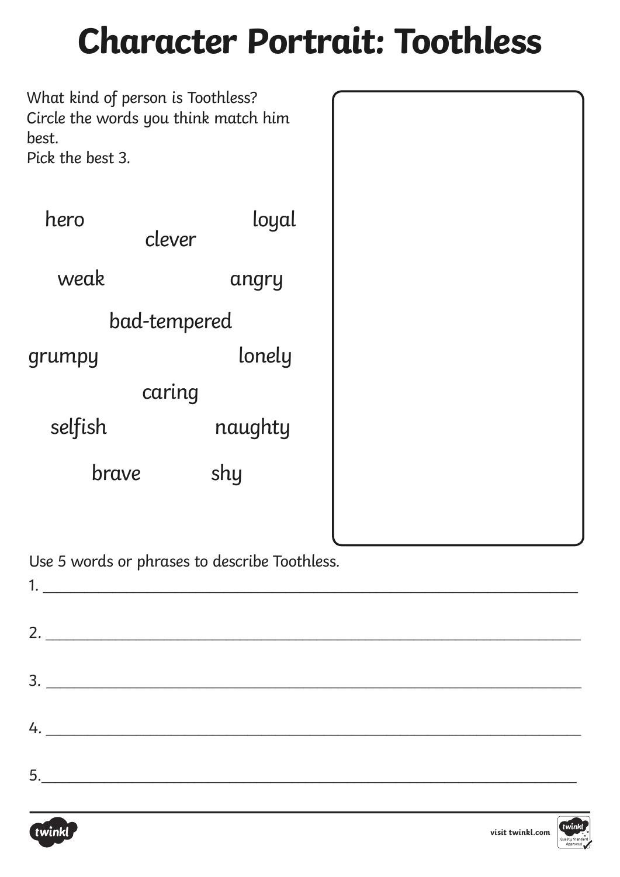# Character Portrait: Toothless

What kind of person is Toothless?
Circle the words you think match him best.
Pick the best 3.

hero

clever

loyal

weak

angry

bad-tempered

grumpy

lonely

caring

selfish

naughty

brave

shy

Use 5 words or phrases to describe Toothless.

1. \_\_\_\_\_\_\_\_\_\_\_\_\_\_\_\_\_\_\_\_\_\_\_\_\_\_\_\_\_\_\_\_\_\_\_\_\_\_\_\_

2. \_\_\_\_\_\_\_\_\_\_\_\_\_\_\_\_\_\_\_\_\_\_\_\_\_\_\_\_\_\_\_\_\_\_\_\_\_\_\_\_

3. \_\_\_\_\_\_\_\_\_\_\_\_\_\_\_\_\_\_\_\_\_\_\_\_\_\_\_\_\_\_\_\_\_\_\_\_\_\_\_\_

4. \_\_\_\_\_\_\_\_\_\_\_\_\_\_\_\_\_\_\_\_\_\_\_\_\_\_\_\_\_\_\_\_\_\_\_\_\_\_\_\_

5. \_\_\_\_\_\_\_\_\_\_\_\_\_\_\_\_\_\_\_\_\_\_\_\_\_\_\_\_\_\_\_\_\_\_\_\_\_\_\_\_